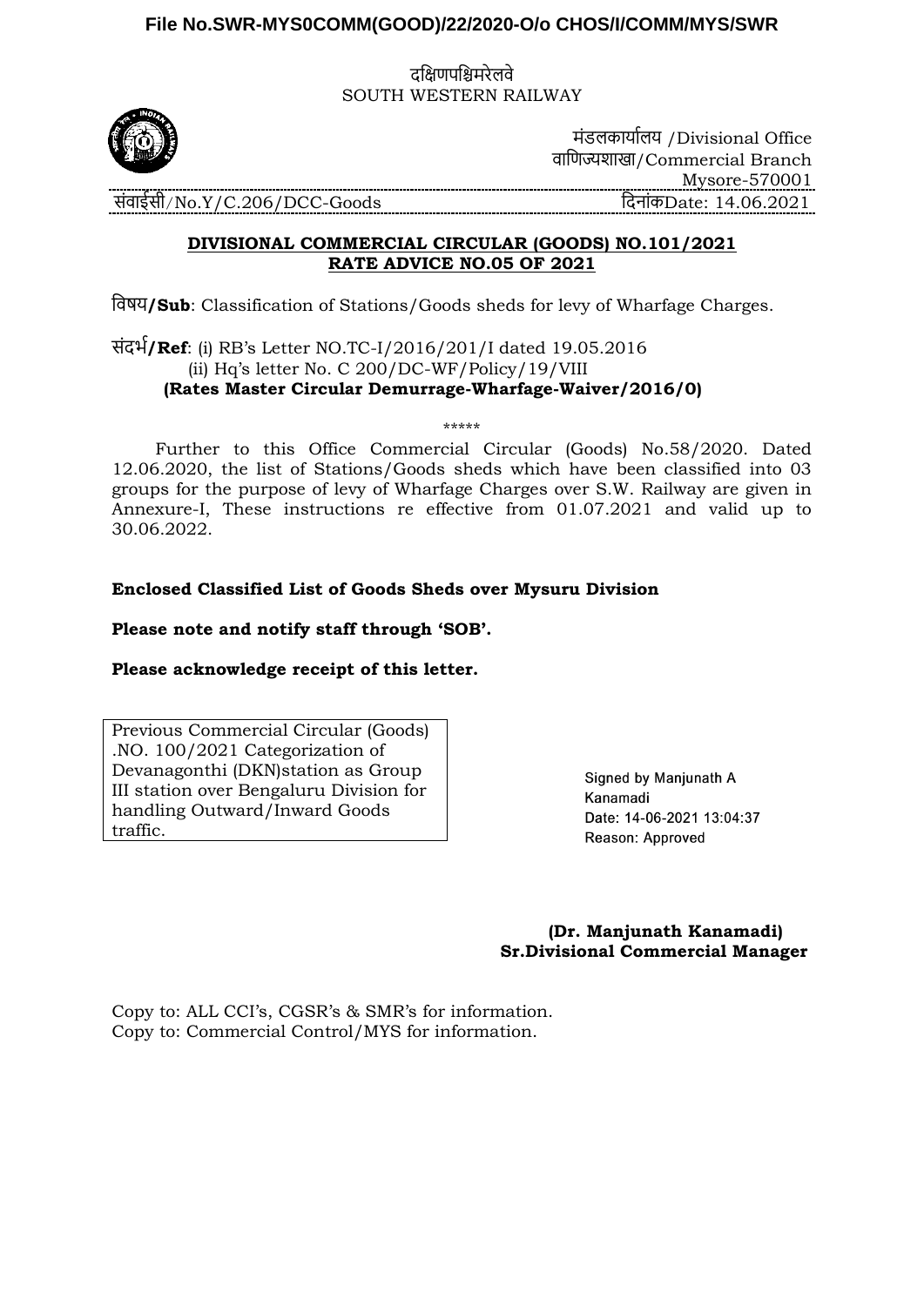**File No.SWR-MYS0COMM(GOOD)/22/2020-O/o CHOS/I/COMM/MYS/SWR**

दक्षिणपश्चिमरेलवे
SOUTH WESTERN RAILWAY

मंडलकार्यालय /Divisional Office
वाणिज्यशाखा/Commercial Branch
Mysore-570001

संवाईसी/No.Y/C.206/DCC-Goods दिनांकDate: 14.06.2021

**DIVISIONAL COMMERCIAL CIRCULAR (GOODS) NO.101/2021**
**RATE ADVICE NO.05 OF 2021**

विषय**/Sub**: Classification of Stations/Goods sheds for levy of Wharfage Charges.

संदर्भ**/Ref**: (i) RB's Letter NO.TC-I/2016/201/I dated 19.05.2016
(ii) Hq's letter No. C 200/DC-WF/Policy/19/VIII
**(Rates Master Circular Demurrage-Wharfage-Waiver/2016/0)**

*****

Further to this Office Commercial Circular (Goods) No.58/2020. Dated 12.06.2020, the list of Stations/Goods sheds which have been classified into 03 groups for the purpose of levy of Wharfage Charges over S.W. Railway are given in Annexure-I, These instructions re effective from 01.07.2021 and valid up to 30.06.2022.

**Enclosed Classified List of Goods Sheds over Mysuru Division**

**Please note and notify staff through 'SOB'.**

**Please acknowledge receipt of this letter.**

| Previous Commercial Circular (Goods) .NO. 100/2021 Categorization of Devanagonthi (DKN)station as Group III station over Bengaluru Division for handling Outward/Inward Goods traffic. |
|---|

Signed by Manjunath A Kanamadi
Date: 14-06-2021 13:04:37
Reason: Approved

**(Dr. Manjunath Kanamadi)**
**Sr.Divisional Commercial Manager**

Copy to: ALL CCI's, CGSR's & SMR's for information.
Copy to: Commercial Control/MYS for information.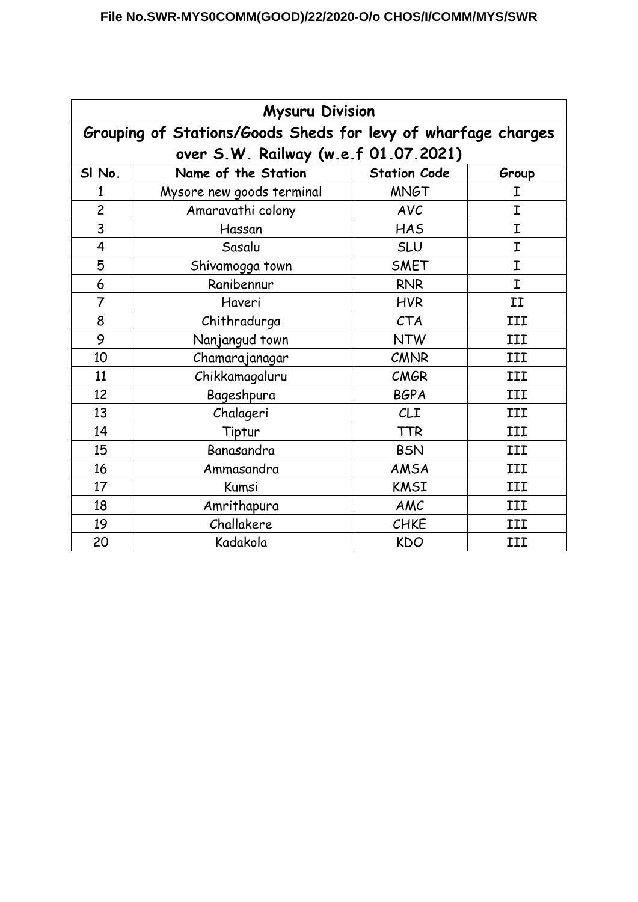File No.SWR-MYS0COMM(GOOD)/22/2020-O/o CHOS/I/COMM/MYS/SWR

| Mysuru Division | | | |
|---|---|---|---|
| Grouping of Stations/Goods Sheds for levy of wharfage charges over S.W. Railway (w.e.f 01.07.2021) | | | |
| Sl No. | Name of the Station | Station Code | Group |
| 1 | Mysore new goods terminal | MNGT | I |
| 2 | Amaravathi colony | AVC | I |
| 3 | Hassan | HAS | I |
| 4 | Sasalu | SLU | I |
| 5 | Shivamogga town | SMET | I |
| 6 | Ranibennur | RNR | I |
| 7 | Haveri | HVR | II |
| 8 | Chithradurga | CTA | III |
| 9 | Nanjangud town | NTW | III |
| 10 | Chamarajanagar | CMNR | III |
| 11 | Chikkamagaluru | CMGR | III |
| 12 | Bageshpura | BGPA | III |
| 13 | Chalageri | CLI | III |
| 14 | Tiptur | TTR | III |
| 15 | Banasandra | BSN | III |
| 16 | Ammasandra | AMSA | III |
| 17 | Kumsi | KMSI | III |
| 18 | Amrithapura | AMC | III |
| 19 | Challakere | CHKE | III |
| 20 | Kadakola | KDO | III |